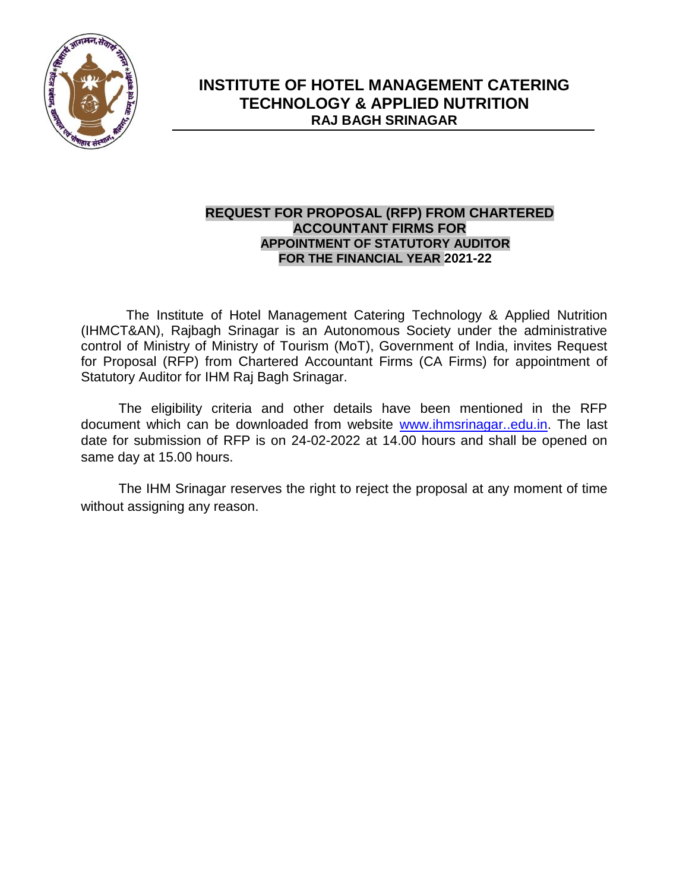# INSTITUTE OF HOTEL MANAGEMENT CATERING TECHNOLOGY & APPLIED NUTRITION

## RAJ BAGH SRINAGAR

**REQUEST FOR PROPOSAL (RFP) FROM CHARTERED ACCOUNTANT FIRMS FOR APPOINTMENT OF STATUTORY AUDITOR FOR THE FINANCIAL YEAR 2021-22**

The Institute of Hotel Management Catering Technology & Applied Nutrition (IHMCT&AN), Rajbagh Srinagar is an Autonomous Society under the administrative control of Ministry of Ministry of Tourism (MoT), Government of India, invites Request for Proposal (RFP) from Chartered Accountant Firms (CA Firms) for appointment of Statutory Auditor for IHM Raj Bagh Srinagar.

The eligibility criteria and other details have been mentioned in the RFP document which can be downloaded from website www.ihmsrinagar..edu.in. The last date for submission of RFP is on 24-02-2022 at 14.00 hours and shall be opened on same day at 15.00 hours.

The IHM Srinagar reserves the right to reject the proposal at any moment of time without assigning any reason.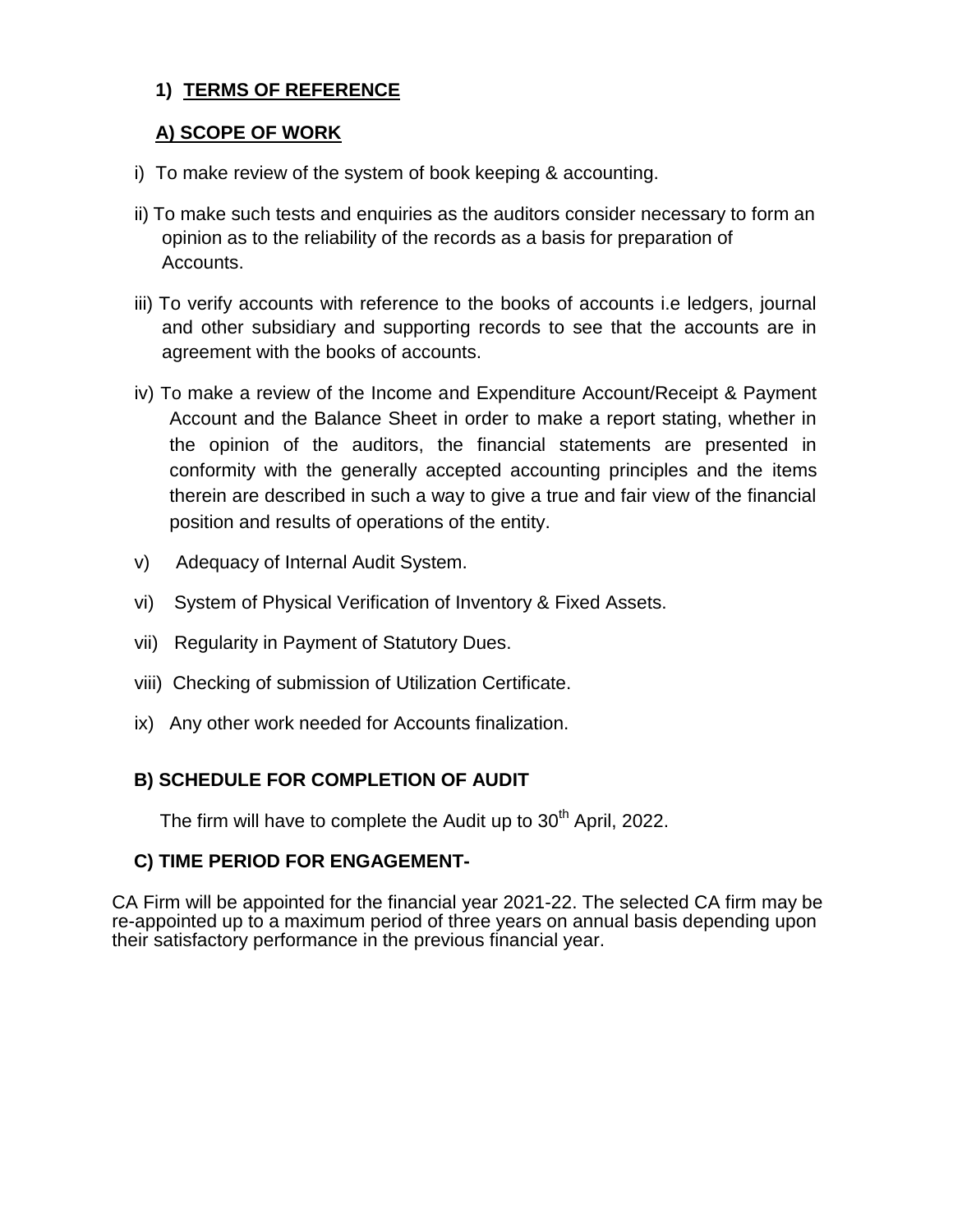## 1) TERMS OF REFERENCE

### A) SCOPE OF WORK

i) To make review of the system of book keeping & accounting.

ii) To make such tests and enquiries as the auditors consider necessary to form an opinion as to the reliability of the records as a basis for preparation of Accounts.

iii) To verify accounts with reference to the books of accounts i.e ledgers, journal and other subsidiary and supporting records to see that the accounts are in agreement with the books of accounts.

iv) To make a review of the Income and Expenditure Account/Receipt & Payment Account and the Balance Sheet in order to make a report stating, whether in the opinion of the auditors, the financial statements are presented in conformity with the generally accepted accounting principles and the items therein are described in such a way to give a true and fair view of the financial position and results of operations of the entity.

v) Adequacy of Internal Audit System.

vi) System of Physical Verification of Inventory & Fixed Assets.

vii) Regularity in Payment of Statutory Dues.

viii) Checking of submission of Utilization Certificate.

ix) Any other work needed for Accounts finalization.

### B) SCHEDULE FOR COMPLETION OF AUDIT

The firm will have to complete the Audit up to 30th April, 2022.

### C) TIME PERIOD FOR ENGAGEMENT-

CA Firm will be appointed for the financial year 2021-22. The selected CA firm may be re-appointed up to a maximum period of three years on annual basis depending upon their satisfactory performance in the previous financial year.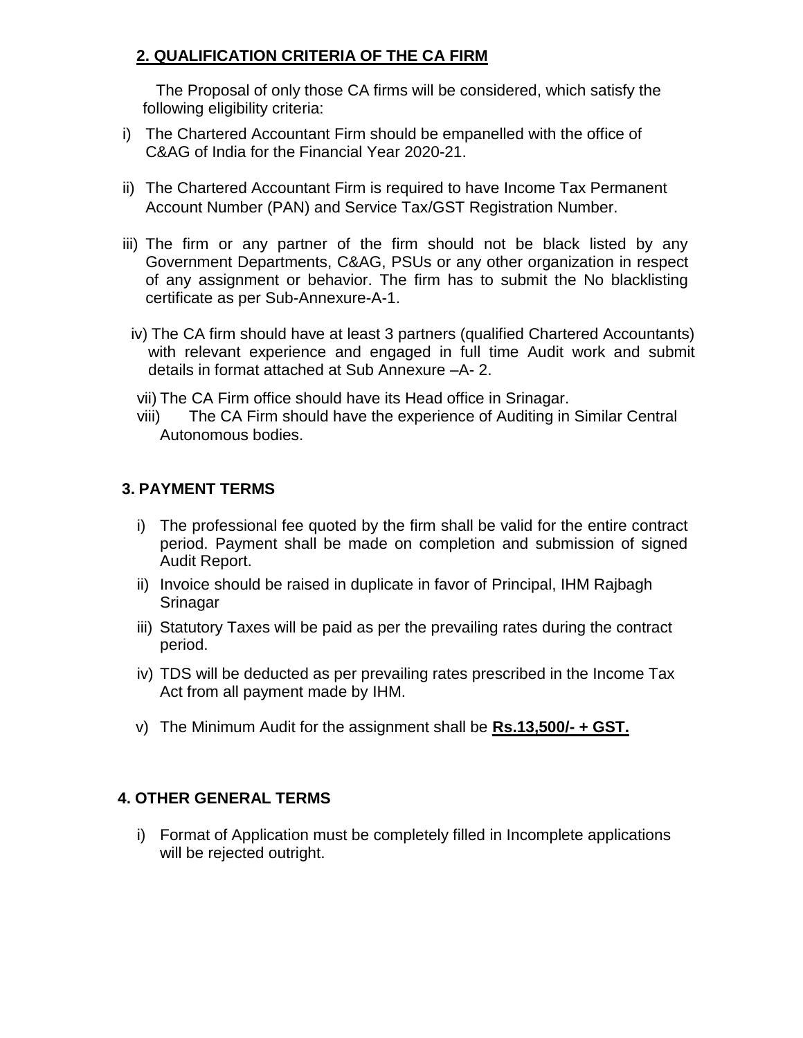## 2. QUALIFICATION CRITERIA OF THE CA FIRM

The Proposal of only those CA firms will be considered, which satisfy the following eligibility criteria:

i) The Chartered Accountant Firm should be empanelled with the office of C&AG of India for the Financial Year 2020-21.

ii) The Chartered Accountant Firm is required to have Income Tax Permanent Account Number (PAN) and Service Tax/GST Registration Number.

iii) The firm or any partner of the firm should not be black listed by any Government Departments, C&AG, PSUs or any other organization in respect of any assignment or behavior. The firm has to submit the No blacklisting certificate as per Sub-Annexure-A-1.

iv) The CA firm should have at least 3 partners (qualified Chartered Accountants) with relevant experience and engaged in full time Audit work and submit details in format attached at Sub Annexure –A- 2.

vii) The CA Firm office should have its Head office in Srinagar.

viii) The CA Firm should have the experience of Auditing in Similar Central Autonomous bodies.

## 3. PAYMENT TERMS

i) The professional fee quoted by the firm shall be valid for the entire contract period. Payment shall be made on completion and submission of signed Audit Report.

ii) Invoice should be raised in duplicate in favor of Principal, IHM Rajbagh Srinagar

iii) Statutory Taxes will be paid as per the prevailing rates during the contract period.

iv) TDS will be deducted as per prevailing rates prescribed in the Income Tax Act from all payment made by IHM.

v) The Minimum Audit for the assignment shall be **Rs.13,500/- + GST.**

## 4. OTHER GENERAL TERMS

i) Format of Application must be completely filled in Incomplete applications will be rejected outright.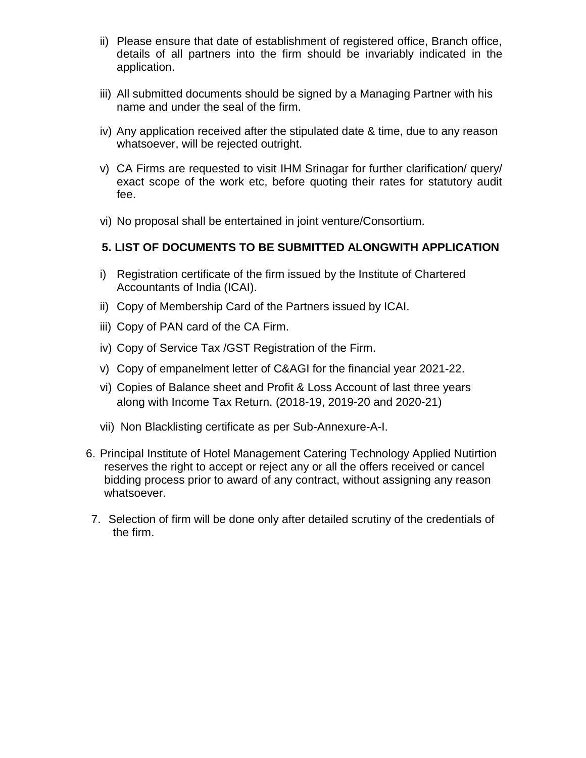ii) Please ensure that date of establishment of registered office, Branch office, details of all partners into the firm should be invariably indicated in the application.

iii) All submitted documents should be signed by a Managing Partner with his name and under the seal of the firm.

iv) Any application received after the stipulated date & time, due to any reason whatsoever, will be rejected outright.

v) CA Firms are requested to visit IHM Srinagar for further clarification/ query/ exact scope of the work etc, before quoting their rates for statutory audit fee.

vi) No proposal shall be entertained in joint venture/Consortium.

**5. LIST OF DOCUMENTS TO BE SUBMITTED ALONGWITH APPLICATION**

i) Registration certificate of the firm issued by the Institute of Chartered Accountants of India (ICAI).

ii) Copy of Membership Card of the Partners issued by ICAI.

iii) Copy of PAN card of the CA Firm.

iv) Copy of Service Tax /GST Registration of the Firm.

v) Copy of empanelment letter of C&AGI for the financial year 2021-22.

vi) Copies of Balance sheet and Profit & Loss Account of last three years along with Income Tax Return. (2018-19, 2019-20 and 2020-21)

vii) Non Blacklisting certificate as per Sub-Annexure-A-I.

6. Principal Institute of Hotel Management Catering Technology Applied Nutirtion reserves the right to accept or reject any or all the offers received or cancel bidding process prior to award of any contract, without assigning any reason whatsoever.

7. Selection of firm will be done only after detailed scrutiny of the credentials of the firm.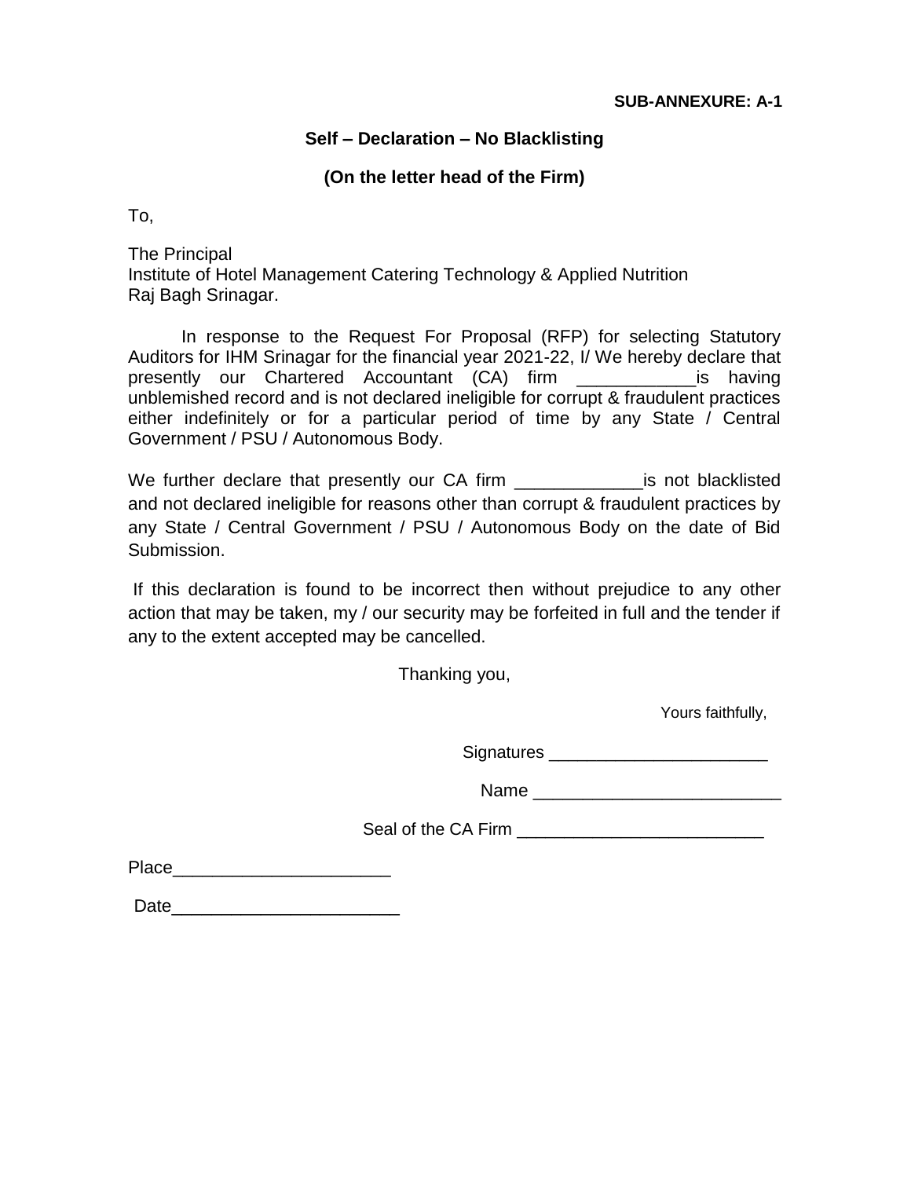**SUB-ANNEXURE: A-1**

**Self – Declaration – No Blacklisting**

**(On the letter head of the Firm)**

To,

The Principal
Institute of Hotel Management Catering Technology & Applied Nutrition
Raj Bagh Srinagar.

In response to the Request For Proposal (RFP) for selecting Statutory Auditors for IHM Srinagar for the financial year 2021-22, I/ We hereby declare that presently our Chartered Accountant (CA) firm ____________is having unblemished record and is not declared ineligible for corrupt & fraudulent practices either indefinitely or for a particular period of time by any State / Central Government / PSU / Autonomous Body.

We further declare that presently our CA firm _____________is not blacklisted and not declared ineligible for reasons other than corrupt & fraudulent practices by any State / Central Government / PSU / Autonomous Body on the date of Bid Submission.

If this declaration is found to be incorrect then without prejudice to any other action that may be taken, my / our security may be forfeited in full and the tender if any to the extent accepted may be cancelled.

Thanking you,

Yours faithfully,

Signatures ______________________

Name _________________________

Seal of the CA Firm _________________________

Place______________________

Date_______________________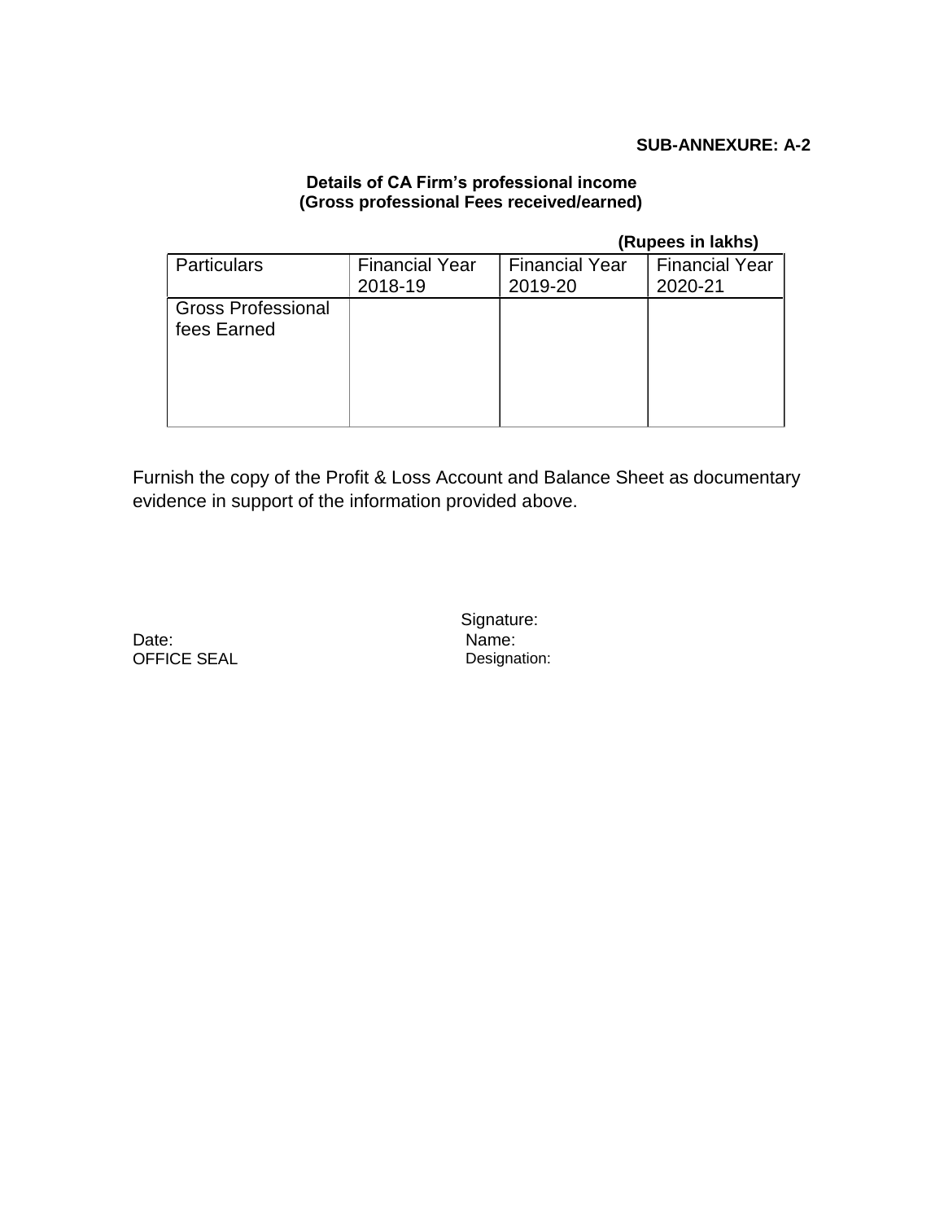**SUB-ANNEXURE: A-2**

**Details of CA Firm’s professional income**
**(Gross professional Fees received/earned)**

**(Rupees in lakhs)**

| Particulars | Financial Year 2018-19 | Financial Year 2019-20 | Financial Year 2020-21 |
|---|---|---|---|
| Gross Professional fees Earned | | | |

Furnish the copy of the Profit & Loss Account and Balance Sheet as documentary evidence in support of the information provided above.

Signature:

Date:
Name:

OFFICE SEAL
Designation: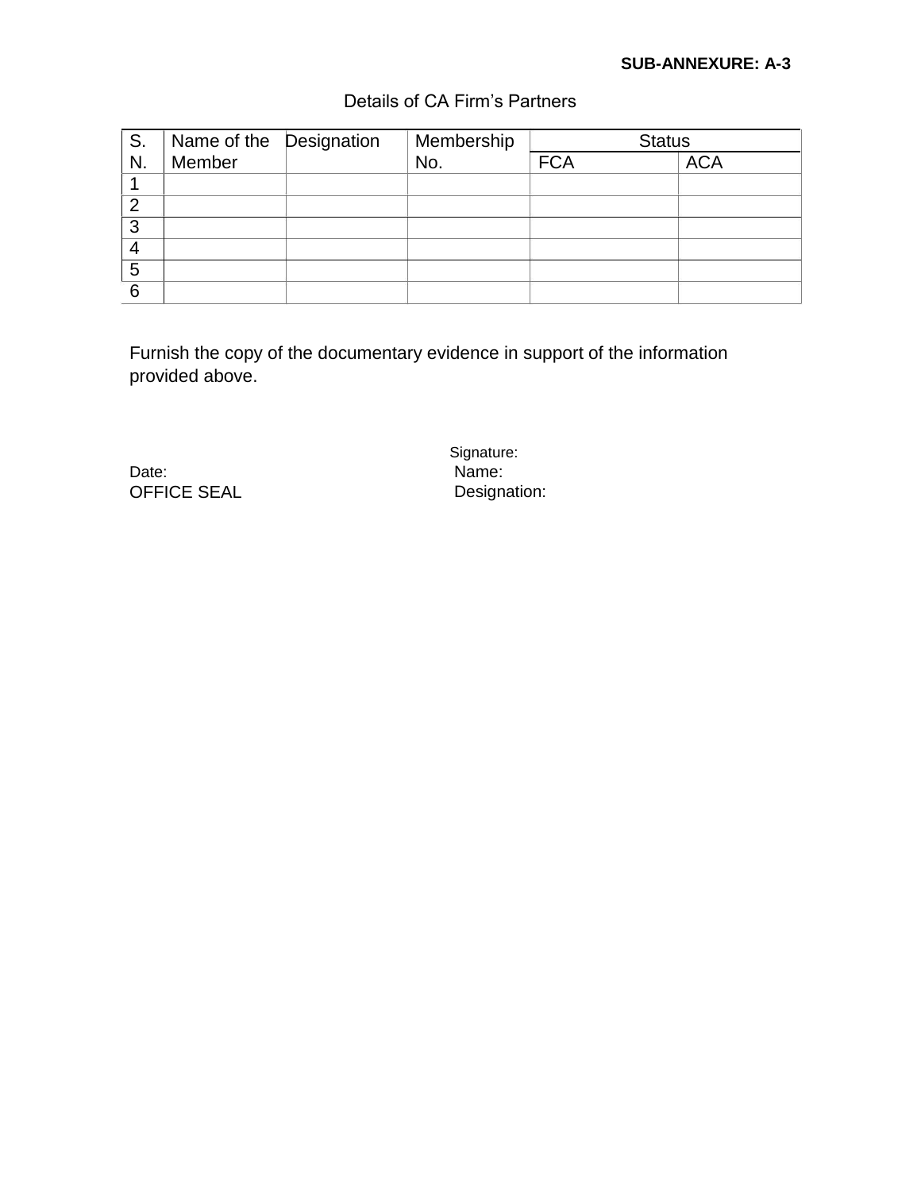**SUB-ANNEXURE: A-3**

Details of CA Firm's Partners

| S. N. | Name of the Member | Designation | Membership No. | Status | |
|---|---|---|---|---|---|
| | | | | FCA | ACA |
| 1 | | | | | |
| 2 | | | | | |
| 3 | | | | | |
| 4 | | | | | |
| 5 | | | | | |
| 6 | | | | | |

Furnish the copy of the documentary evidence in support of the information provided above.

Signature:
Name:
Designation:

Date:
OFFICE SEAL